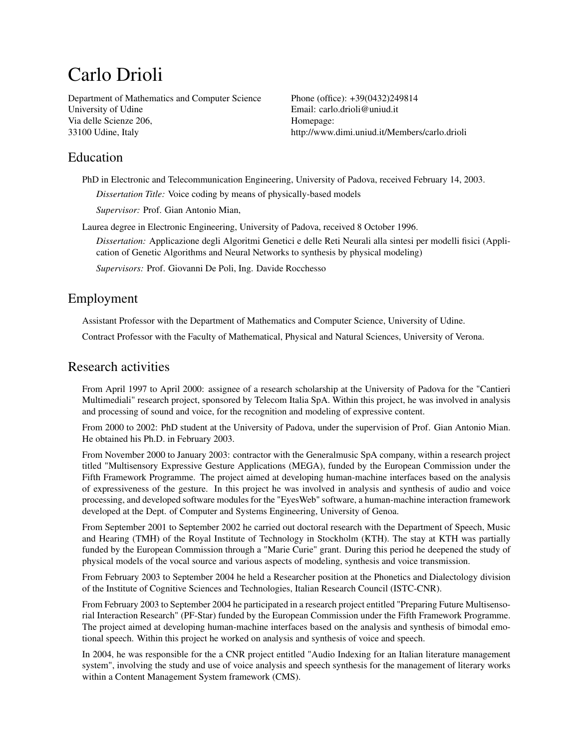# Carlo Drioli

Department of Mathematics and Computer Science
University of Udine
Via delle Scienze 206,
33100 Udine, Italy

Phone (office): +39(0432)249814
Email: carlo.drioli@uniud.it
Homepage:
http://www.dimi.uniud.it/Members/carlo.drioli

## Education

PhD in Electronic and Telecommunication Engineering, University of Padova, received February 14, 2003.

*Dissertation Title:* Voice coding by means of physically-based models

*Supervisor:* Prof. Gian Antonio Mian,

Laurea degree in Electronic Engineering, University of Padova, received 8 October 1996.

*Dissertation:* Applicazione degli Algoritmi Genetici e delle Reti Neurali alla sintesi per modelli fisici (Application of Genetic Algorithms and Neural Networks to synthesis by physical modeling)

*Supervisors:* Prof. Giovanni De Poli, Ing. Davide Rocchesso

## Employment

Assistant Professor with the Department of Mathematics and Computer Science, University of Udine.

Contract Professor with the Faculty of Mathematical, Physical and Natural Sciences, University of Verona.

## Research activities

From April 1997 to April 2000: assignee of a research scholarship at the University of Padova for the "Cantieri Multimediali" research project, sponsored by Telecom Italia SpA. Within this project, he was involved in analysis and processing of sound and voice, for the recognition and modeling of expressive content.

From 2000 to 2002: PhD student at the University of Padova, under the supervision of Prof. Gian Antonio Mian. He obtained his Ph.D. in February 2003.

From November 2000 to January 2003: contractor with the Generalmusic SpA company, within a research project titled "Multisensory Expressive Gesture Applications (MEGA), funded by the European Commission under the Fifth Framework Programme. The project aimed at developing human-machine interfaces based on the analysis of expressiveness of the gesture. In this project he was involved in analysis and synthesis of audio and voice processing, and developed software modules for the "EyesWeb" software, a human-machine interaction framework developed at the Dept. of Computer and Systems Engineering, University of Genoa.

From September 2001 to September 2002 he carried out doctoral research with the Department of Speech, Music and Hearing (TMH) of the Royal Institute of Technology in Stockholm (KTH). The stay at KTH was partially funded by the European Commission through a "Marie Curie" grant. During this period he deepened the study of physical models of the vocal source and various aspects of modeling, synthesis and voice transmission.

From February 2003 to September 2004 he held a Researcher position at the Phonetics and Dialectology division of the Institute of Cognitive Sciences and Technologies, Italian Research Council (ISTC-CNR).

From February 2003 to September 2004 he participated in a research project entitled "Preparing Future Multisensorial Interaction Research" (PF-Star) funded by the European Commission under the Fifth Framework Programme. The project aimed at developing human-machine interfaces based on the analysis and synthesis of bimodal emotional speech. Within this project he worked on analysis and synthesis of voice and speech.

In 2004, he was responsible for the a CNR project entitled "Audio Indexing for an Italian literature management system", involving the study and use of voice analysis and speech synthesis for the management of literary works within a Content Management System framework (CMS).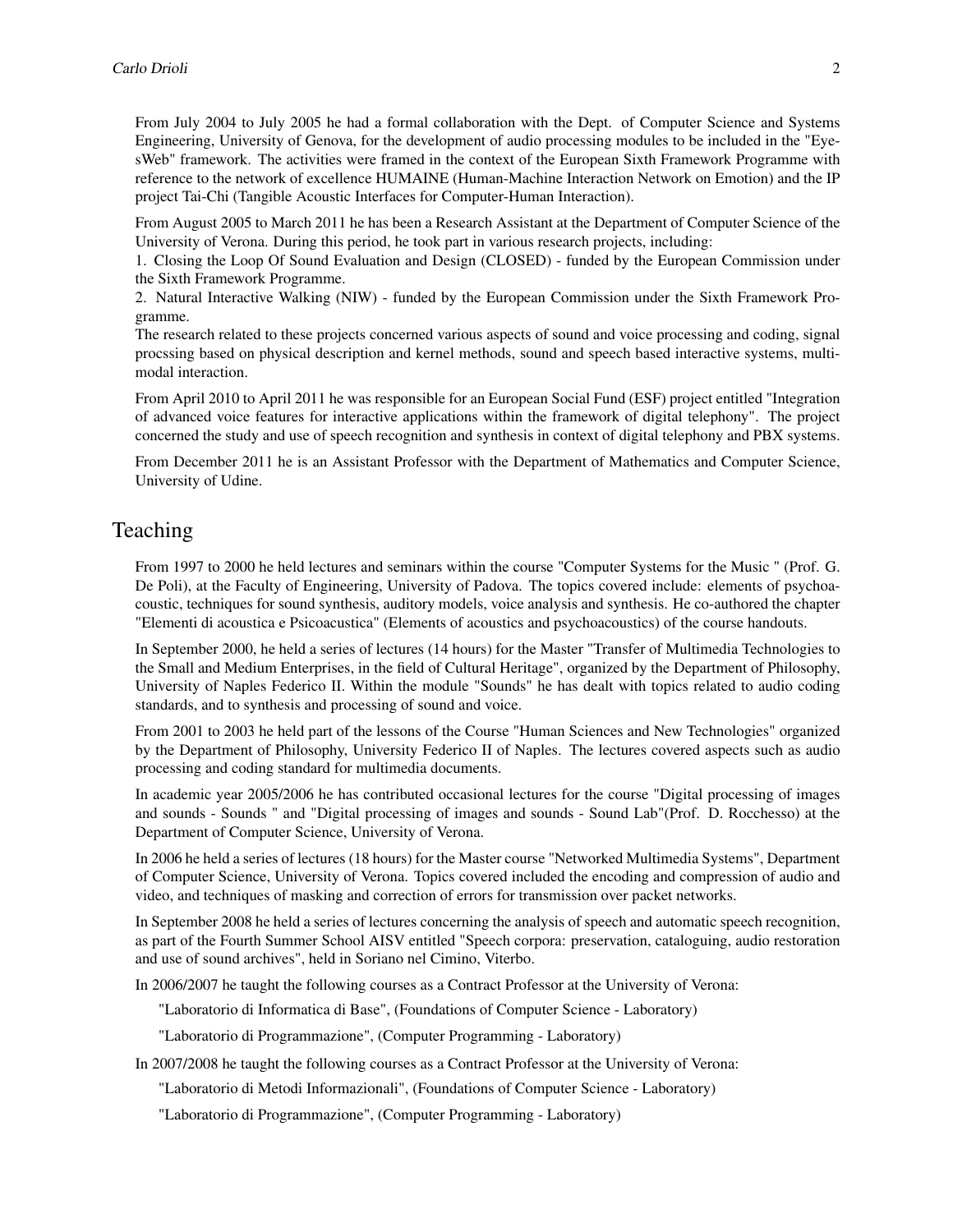From July 2004 to July 2005 he had a formal collaboration with the Dept. of Computer Science and Systems Engineering, University of Genova, for the development of audio processing modules to be included in the "EyesWeb" framework. The activities were framed in the context of the European Sixth Framework Programme with reference to the network of excellence HUMAINE (Human-Machine Interaction Network on Emotion) and the IP project Tai-Chi (Tangible Acoustic Interfaces for Computer-Human Interaction).

From August 2005 to March 2011 he has been a Research Assistant at the Department of Computer Science of the University of Verona. During this period, he took part in various research projects, including:
1. Closing the Loop Of Sound Evaluation and Design (CLOSED) - funded by the European Commission under the Sixth Framework Programme.
2. Natural Interactive Walking (NIW) - funded by the European Commission under the Sixth Framework Programme.
The research related to these projects concerned various aspects of sound and voice processing and coding, signal procssing based on physical description and kernel methods, sound and speech based interactive systems, multimodal interaction.

From April 2010 to April 2011 he was responsible for an European Social Fund (ESF) project entitled "Integration of advanced voice features for interactive applications within the framework of digital telephony". The project concerned the study and use of speech recognition and synthesis in context of digital telephony and PBX systems.

From December 2011 he is an Assistant Professor with the Department of Mathematics and Computer Science, University of Udine.

# Teaching

From 1997 to 2000 he held lectures and seminars within the course "Computer Systems for the Music " (Prof. G. De Poli), at the Faculty of Engineering, University of Padova. The topics covered include: elements of psychoacoustic, techniques for sound synthesis, auditory models, voice analysis and synthesis. He co-authored the chapter "Elementi di acustica e Psicoacustica" (Elements of acoustics and psychoacoustics) of the course handouts.

In September 2000, he held a series of lectures (14 hours) for the Master "Transfer of Multimedia Technologies to the Small and Medium Enterprises, in the field of Cultural Heritage", organized by the Department of Philosophy, University of Naples Federico II. Within the module "Sounds" he has dealt with topics related to audio coding standards, and to synthesis and processing of sound and voice.

From 2001 to 2003 he held part of the lessons of the Course "Human Sciences and New Technologies" organized by the Department of Philosophy, University Federico II of Naples. The lectures covered aspects such as audio processing and coding standard for multimedia documents.

In academic year 2005/2006 he has contributed occasional lectures for the course "Digital processing of images and sounds - Sounds " and "Digital processing of images and sounds - Sound Lab"(Prof. D. Rocchesso) at the Department of Computer Science, University of Verona.

In 2006 he held a series of lectures (18 hours) for the Master course "Networked Multimedia Systems", Department of Computer Science, University of Verona. Topics covered included the encoding and compression of audio and video, and techniques of masking and correction of errors for transmission over packet networks.

In September 2008 he held a series of lectures concerning the analysis of speech and automatic speech recognition, as part of the Fourth Summer School AISV entitled "Speech corpora: preservation, cataloguing, audio restoration and use of sound archives", held in Soriano nel Cimino, Viterbo.

In 2006/2007 he taught the following courses as a Contract Professor at the University of Verona:

"Laboratorio di Informatica di Base", (Foundations of Computer Science - Laboratory)

"Laboratorio di Programmazione", (Computer Programming - Laboratory)

In 2007/2008 he taught the following courses as a Contract Professor at the University of Verona:

"Laboratorio di Metodi Informazionali", (Foundations of Computer Science - Laboratory)

"Laboratorio di Programmazione", (Computer Programming - Laboratory)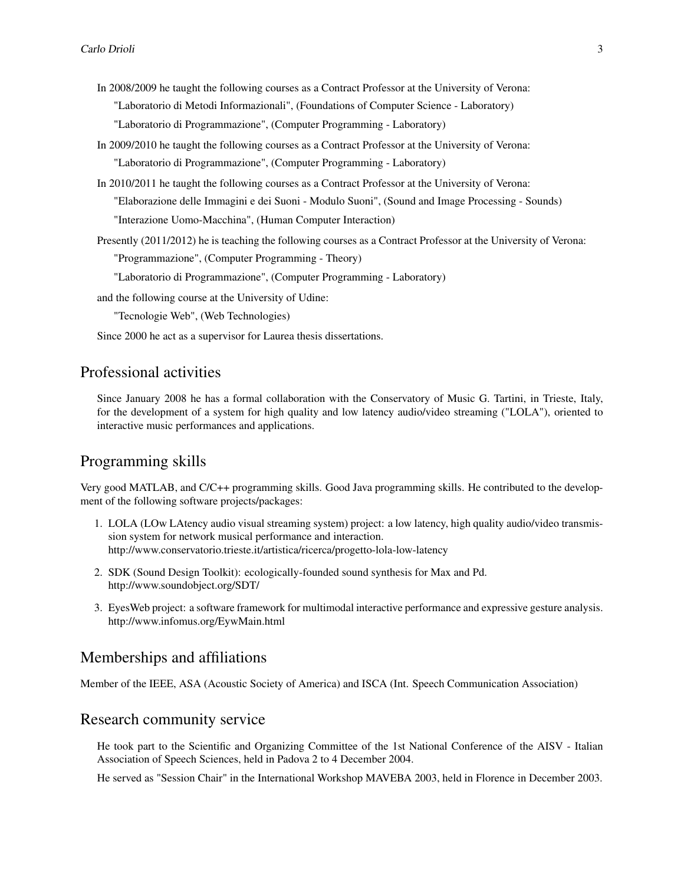In 2008/2009 he taught the following courses as a Contract Professor at the University of Verona:

"Laboratorio di Metodi Informazionali", (Foundations of Computer Science - Laboratory)

"Laboratorio di Programmazione", (Computer Programming - Laboratory)

In 2009/2010 he taught the following courses as a Contract Professor at the University of Verona:

"Laboratorio di Programmazione", (Computer Programming - Laboratory)

In 2010/2011 he taught the following courses as a Contract Professor at the University of Verona:

"Elaborazione delle Immagini e dei Suoni - Modulo Suoni", (Sound and Image Processing - Sounds)

"Interazione Uomo-Macchina", (Human Computer Interaction)

Presently (2011/2012) he is teaching the following courses as a Contract Professor at the University of Verona:

"Programmazione", (Computer Programming - Theory)

"Laboratorio di Programmazione", (Computer Programming - Laboratory)

and the following course at the University of Udine:

"Tecnologie Web", (Web Technologies)

Since 2000 he act as a supervisor for Laurea thesis dissertations.

## Professional activities

Since January 2008 he has a formal collaboration with the Conservatory of Music G. Tartini, in Trieste, Italy, for the development of a system for high quality and low latency audio/video streaming ("LOLA"), oriented to interactive music performances and applications.

## Programming skills

Very good MATLAB, and C/C++ programming skills. Good Java programming skills. He contributed to the development of the following software projects/packages:

1. LOLA (LOw LAtency audio visual streaming system) project: a low latency, high quality audio/video transmission system for network musical performance and interaction.
   http://www.conservatorio.trieste.it/artistica/ricerca/progetto-lola-low-latency
2. SDK (Sound Design Toolkit): ecologically-founded sound synthesis for Max and Pd.
   http://www.soundobject.org/SDT/
3. EyesWeb project: a software framework for multimodal interactive performance and expressive gesture analysis.
   http://www.infomus.org/EywMain.html

## Memberships and affiliations

Member of the IEEE, ASA (Acoustic Society of America) and ISCA (Int. Speech Communication Association)

## Research community service

He took part to the Scientific and Organizing Committee of the 1st National Conference of the AISV - Italian Association of Speech Sciences, held in Padova 2 to 4 December 2004.

He served as "Session Chair" in the International Workshop MAVEBA 2003, held in Florence in December 2003.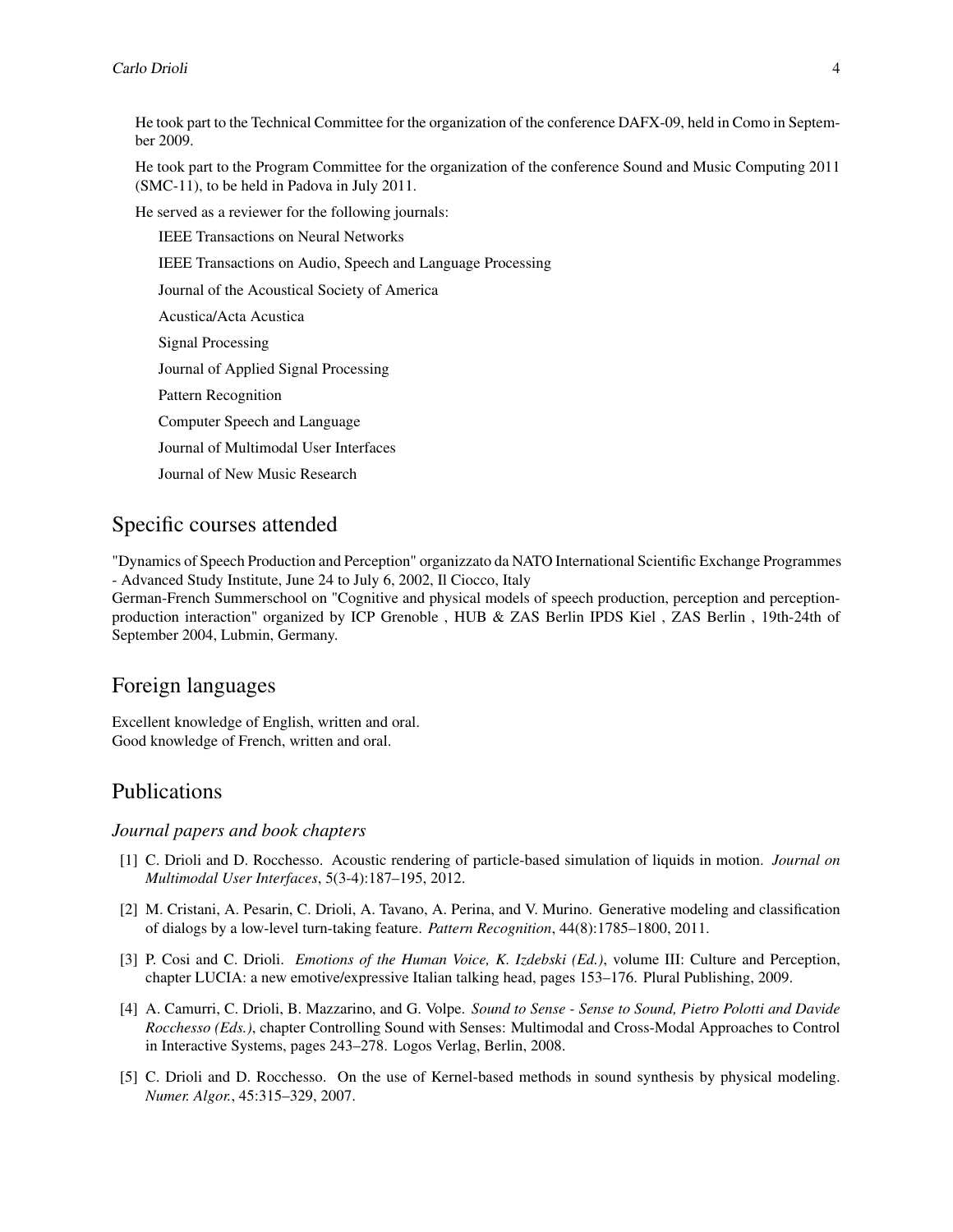He took part to the Technical Committee for the organization of the conference DAFX-09, held in Como in September 2009.

He took part to the Program Committee for the organization of the conference Sound and Music Computing 2011 (SMC-11), to be held in Padova in July 2011.

He served as a reviewer for the following journals:

IEEE Transactions on Neural Networks

IEEE Transactions on Audio, Speech and Language Processing

Journal of the Acoustical Society of America

Acustica/Acta Acustica

Signal Processing

Journal of Applied Signal Processing

Pattern Recognition

Computer Speech and Language

Journal of Multimodal User Interfaces

Journal of New Music Research

## Specific courses attended

"Dynamics of Speech Production and Perception" organizzato da NATO International Scientific Exchange Programmes - Advanced Study Institute, June 24 to July 6, 2002, Il Ciocco, Italy
German-French Summerschool on "Cognitive and physical models of speech production, perception and perception-production interaction" organized by ICP Grenoble , HUB & ZAS Berlin IPDS Kiel , ZAS Berlin , 19th-24th of September 2004, Lubmin, Germany.

## Foreign languages

Excellent knowledge of English, written and oral.
Good knowledge of French, written and oral.

## Publications

### *Journal papers and book chapters*

[1] C. Drioli and D. Rocchesso. Acoustic rendering of particle-based simulation of liquids in motion. *Journal on Multimodal User Interfaces*, 5(3-4):187–195, 2012.

[2] M. Cristani, A. Pesarin, C. Drioli, A. Tavano, A. Perina, and V. Murino. Generative modeling and classification of dialogs by a low-level turn-taking feature. *Pattern Recognition*, 44(8):1785–1800, 2011.

[3] P. Cosi and C. Drioli. *Emotions of the Human Voice, K. Izdebski (Ed.)*, volume III: Culture and Perception, chapter LUCIA: a new emotive/expressive Italian talking head, pages 153–176. Plural Publishing, 2009.

[4] A. Camurri, C. Drioli, B. Mazzarino, and G. Volpe. *Sound to Sense - Sense to Sound, Pietro Polotti and Davide Rocchesso (Eds.)*, chapter Controlling Sound with Senses: Multimodal and Cross-Modal Approaches to Control in Interactive Systems, pages 243–278. Logos Verlag, Berlin, 2008.

[5] C. Drioli and D. Rocchesso. On the use of Kernel-based methods in sound synthesis by physical modeling. *Numer. Algor.*, 45:315–329, 2007.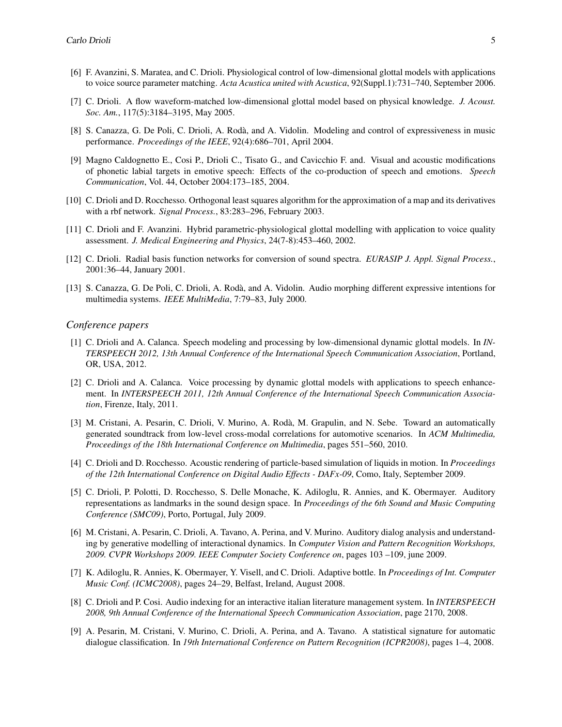[6] F. Avanzini, S. Maratea, and C. Drioli. Physiological control of low-dimensional glottal models with applications to voice source parameter matching. *Acta Acustica united with Acustica*, 92(Suppl.1):731–740, September 2006.

[7] C. Drioli. A flow waveform-matched low-dimensional glottal model based on physical knowledge. *J. Acoust. Soc. Am.*, 117(5):3184–3195, May 2005.

[8] S. Canazza, G. De Poli, C. Drioli, A. Rodà, and A. Vidolin. Modeling and control of expressiveness in music performance. *Proceedings of the IEEE*, 92(4):686–701, April 2004.

[9] Magno Caldognetto E., Cosi P., Drioli C., Tisato G., and Cavicchio F. and. Visual and acoustic modifications of phonetic labial targets in emotive speech: Effects of the co-production of speech and emotions. *Speech Communication*, Vol. 44, October 2004:173–185, 2004.

[10] C. Drioli and D. Rocchesso. Orthogonal least squares algorithm for the approximation of a map and its derivatives with a rbf network. *Signal Process.*, 83:283–296, February 2003.

[11] C. Drioli and F. Avanzini. Hybrid parametric-physiological glottal modelling with application to voice quality assessment. *J. Medical Engineering and Physics*, 24(7-8):453–460, 2002.

[12] C. Drioli. Radial basis function networks for conversion of sound spectra. *EURASIP J. Appl. Signal Process.*, 2001:36–44, January 2001.

[13] S. Canazza, G. De Poli, C. Drioli, A. Rodà, and A. Vidolin. Audio morphing different expressive intentions for multimedia systems. *IEEE MultiMedia*, 7:79–83, July 2000.

### *Conference papers*

[1] C. Drioli and A. Calanca. Speech modeling and processing by low-dimensional dynamic glottal models. In *INTERSPEECH 2012, 13th Annual Conference of the International Speech Communication Association*, Portland, OR, USA, 2012.

[2] C. Drioli and A. Calanca. Voice processing by dynamic glottal models with applications to speech enhancement. In *INTERSPEECH 2011, 12th Annual Conference of the International Speech Communication Association*, Firenze, Italy, 2011.

[3] M. Cristani, A. Pesarin, C. Drioli, V. Murino, A. Rodà, M. Grapulin, and N. Sebe. Toward an automatically generated soundtrack from low-level cross-modal correlations for automotive scenarios. In *ACM Multimedia, Proceedings of the 18th International Conference on Multimedia*, pages 551–560, 2010.

[4] C. Drioli and D. Rocchesso. Acoustic rendering of particle-based simulation of liquids in motion. In *Proceedings of the 12th International Conference on Digital Audio Effects - DAFx-09*, Como, Italy, September 2009.

[5] C. Drioli, P. Polotti, D. Rocchesso, S. Delle Monache, K. Adiloglu, R. Annies, and K. Obermayer. Auditory representations as landmarks in the sound design space. In *Proceedings of the 6th Sound and Music Computing Conference (SMC09)*, Porto, Portugal, July 2009.

[6] M. Cristani, A. Pesarin, C. Drioli, A. Tavano, A. Perina, and V. Murino. Auditory dialog analysis and understanding by generative modelling of interactional dynamics. In *Computer Vision and Pattern Recognition Workshops, 2009. CVPR Workshops 2009. IEEE Computer Society Conference on*, pages 103 –109, june 2009.

[7] K. Adiloglu, R. Annies, K. Obermayer, Y. Visell, and C. Drioli. Adaptive bottle. In *Proceedings of Int. Computer Music Conf. (ICMC2008)*, pages 24–29, Belfast, Ireland, August 2008.

[8] C. Drioli and P. Cosi. Audio indexing for an interactive italian literature management system. In *INTERSPEECH 2008, 9th Annual Conference of the International Speech Communication Association*, page 2170, 2008.

[9] A. Pesarin, M. Cristani, V. Murino, C. Drioli, A. Perina, and A. Tavano. A statistical signature for automatic dialogue classification. In *19th International Conference on Pattern Recognition (ICPR2008)*, pages 1–4, 2008.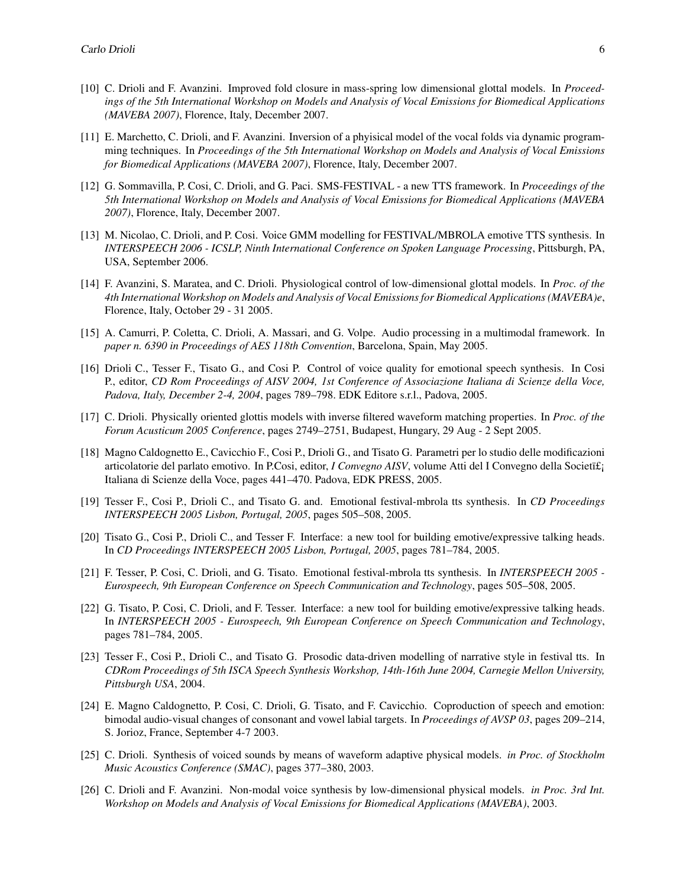[10] C. Drioli and F. Avanzini. Improved fold closure in mass-spring low dimensional glottal models. In *Proceedings of the 5th International Workshop on Models and Analysis of Vocal Emissions for Biomedical Applications (MAVEBA 2007)*, Florence, Italy, December 2007.

[11] E. Marchetto, C. Drioli, and F. Avanzini. Inversion of a phyisical model of the vocal folds via dynamic programming techniques. In *Proceedings of the 5th International Workshop on Models and Analysis of Vocal Emissions for Biomedical Applications (MAVEBA 2007)*, Florence, Italy, December 2007.

[12] G. Sommavilla, P. Cosi, C. Drioli, and G. Paci. SMS-FESTIVAL - a new TTS framework. In *Proceedings of the 5th International Workshop on Models and Analysis of Vocal Emissions for Biomedical Applications (MAVEBA 2007)*, Florence, Italy, December 2007.

[13] M. Nicolao, C. Drioli, and P. Cosi. Voice GMM modelling for FESTIVAL/MBROLA emotive TTS synthesis. In *INTERSPEECH 2006 - ICSLP, Ninth International Conference on Spoken Language Processing*, Pittsburgh, PA, USA, September 2006.

[14] F. Avanzini, S. Maratea, and C. Drioli. Physiological control of low-dimensional glottal models. In *Proc. of the 4th International Workshop on Models and Analysis of Vocal Emissions for Biomedical Applications (MAVEBA)e*, Florence, Italy, October 29 - 31 2005.

[15] A. Camurri, P. Coletta, C. Drioli, A. Massari, and G. Volpe. Audio processing in a multimodal framework. In *paper n. 6390 in Proceedings of AES 118th Convention*, Barcelona, Spain, May 2005.

[16] Drioli C., Tesser F., Tisato G., and Cosi P. Control of voice quality for emotional speech synthesis. In Cosi P., editor, *CD Rom Proceedings of AISV 2004, 1st Conference of Associazione Italiana di Scienze della Voce, Padova, Italy, December 2-4, 2004*, pages 789–798. EDK Editore s.r.l., Padova, 2005.

[17] C. Drioli. Physically oriented glottis models with inverse filtered waveform matching properties. In *Proc. of the Forum Acusticum 2005 Conference*, pages 2749–2751, Budapest, Hungary, 29 Aug - 2 Sept 2005.

[18] Magno Caldognetto E., Cavicchio F., Cosi P., Drioli G., and Tisato G. Parametri per lo studio delle modificazioni articolatorie del parlato emotivo. In P.Cosi, editor, *I Convegno AISV*, volume Atti del I Convegno della Societï£¡ Italiana di Scienze della Voce, pages 441–470. Padova, EDK PRESS, 2005.

[19] Tesser F., Cosi P., Drioli C., and Tisato G. and. Emotional festival-mbrola tts synthesis. In *CD Proceedings INTERSPEECH 2005 Lisbon, Portugal, 2005*, pages 505–508, 2005.

[20] Tisato G., Cosi P., Drioli C., and Tesser F. Interface: a new tool for building emotive/expressive talking heads. In *CD Proceedings INTERSPEECH 2005 Lisbon, Portugal, 2005*, pages 781–784, 2005.

[21] F. Tesser, P. Cosi, C. Drioli, and G. Tisato. Emotional festival-mbrola tts synthesis. In *INTERSPEECH 2005 - Eurospeech, 9th European Conference on Speech Communication and Technology*, pages 505–508, 2005.

[22] G. Tisato, P. Cosi, C. Drioli, and F. Tesser. Interface: a new tool for building emotive/expressive talking heads. In *INTERSPEECH 2005 - Eurospeech, 9th European Conference on Speech Communication and Technology*, pages 781–784, 2005.

[23] Tesser F., Cosi P., Drioli C., and Tisato G. Prosodic data-driven modelling of narrative style in festival tts. In *CDRom Proceedings of 5th ISCA Speech Synthesis Workshop, 14th-16th June 2004, Carnegie Mellon University, Pittsburgh USA*, 2004.

[24] E. Magno Caldognetto, P. Cosi, C. Drioli, G. Tisato, and F. Cavicchio. Coproduction of speech and emotion: bimodal audio-visual changes of consonant and vowel labial targets. In *Proceedings of AVSP 03*, pages 209–214, S. Jorioz, France, September 4-7 2003.

[25] C. Drioli. Synthesis of voiced sounds by means of waveform adaptive physical models. *in Proc. of Stockholm Music Acoustics Conference (SMAC)*, pages 377–380, 2003.

[26] C. Drioli and F. Avanzini. Non-modal voice synthesis by low-dimensional physical models. *in Proc. 3rd Int. Workshop on Models and Analysis of Vocal Emissions for Biomedical Applications (MAVEBA)*, 2003.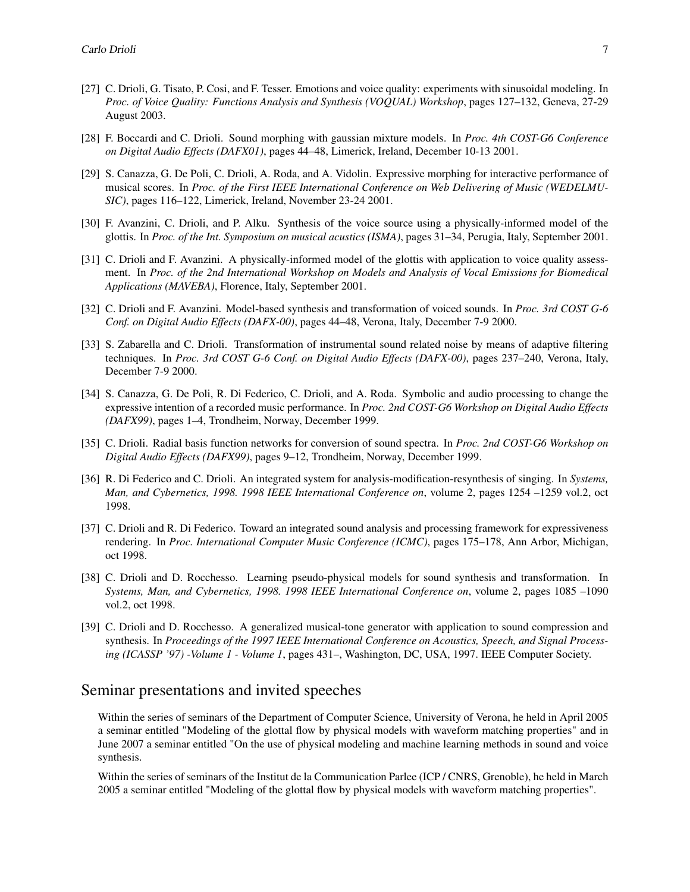[27] C. Drioli, G. Tisato, P. Cosi, and F. Tesser. Emotions and voice quality: experiments with sinusoidal modeling. In *Proc. of Voice Quality: Functions Analysis and Synthesis (VOQUAL) Workshop*, pages 127–132, Geneva, 27-29 August 2003.

[28] F. Boccardi and C. Drioli. Sound morphing with gaussian mixture models. In *Proc. 4th COST-G6 Conference on Digital Audio Effects (DAFX01)*, pages 44–48, Limerick, Ireland, December 10-13 2001.

[29] S. Canazza, G. De Poli, C. Drioli, A. Roda, and A. Vidolin. Expressive morphing for interactive performance of musical scores. In *Proc. of the First IEEE International Conference on Web Delivering of Music (WEDELMUSIC)*, pages 116–122, Limerick, Ireland, November 23-24 2001.

[30] F. Avanzini, C. Drioli, and P. Alku. Synthesis of the voice source using a physically-informed model of the glottis. In *Proc. of the Int. Symposium on musical acustics (ISMA)*, pages 31–34, Perugia, Italy, September 2001.

[31] C. Drioli and F. Avanzini. A physically-informed model of the glottis with application to voice quality assessment. In *Proc. of the 2nd International Workshop on Models and Analysis of Vocal Emissions for Biomedical Applications (MAVEBA)*, Florence, Italy, September 2001.

[32] C. Drioli and F. Avanzini. Model-based synthesis and transformation of voiced sounds. In *Proc. 3rd COST G-6 Conf. on Digital Audio Effects (DAFX-00)*, pages 44–48, Verona, Italy, December 7-9 2000.

[33] S. Zabarella and C. Drioli. Transformation of instrumental sound related noise by means of adaptive filtering techniques. In *Proc. 3rd COST G-6 Conf. on Digital Audio Effects (DAFX-00)*, pages 237–240, Verona, Italy, December 7-9 2000.

[34] S. Canazza, G. De Poli, R. Di Federico, C. Drioli, and A. Roda. Symbolic and audio processing to change the expressive intention of a recorded music performance. In *Proc. 2nd COST-G6 Workshop on Digital Audio Effects (DAFX99)*, pages 1–4, Trondheim, Norway, December 1999.

[35] C. Drioli. Radial basis function networks for conversion of sound spectra. In *Proc. 2nd COST-G6 Workshop on Digital Audio Effects (DAFX99)*, pages 9–12, Trondheim, Norway, December 1999.

[36] R. Di Federico and C. Drioli. An integrated system for analysis-modification-resynthesis of singing. In *Systems, Man, and Cybernetics, 1998. 1998 IEEE International Conference on*, volume 2, pages 1254 –1259 vol.2, oct 1998.

[37] C. Drioli and R. Di Federico. Toward an integrated sound analysis and processing framework for expressiveness rendering. In *Proc. International Computer Music Conference (ICMC)*, pages 175–178, Ann Arbor, Michigan, oct 1998.

[38] C. Drioli and D. Rocchesso. Learning pseudo-physical models for sound synthesis and transformation. In *Systems, Man, and Cybernetics, 1998. 1998 IEEE International Conference on*, volume 2, pages 1085 –1090 vol.2, oct 1998.

[39] C. Drioli and D. Rocchesso. A generalized musical-tone generator with application to sound compression and synthesis. In *Proceedings of the 1997 IEEE International Conference on Acoustics, Speech, and Signal Processing (ICASSP '97) -Volume 1 - Volume 1*, pages 431–, Washington, DC, USA, 1997. IEEE Computer Society.

## Seminar presentations and invited speeches

Within the series of seminars of the Department of Computer Science, University of Verona, he held in April 2005 a seminar entitled "Modeling of the glottal flow by physical models with waveform matching properties" and in June 2007 a seminar entitled "On the use of physical modeling and machine learning methods in sound and voice synthesis.

Within the series of seminars of the Institut de la Communication Parlee (ICP / CNRS, Grenoble), he held in March 2005 a seminar entitled "Modeling of the glottal flow by physical models with waveform matching properties".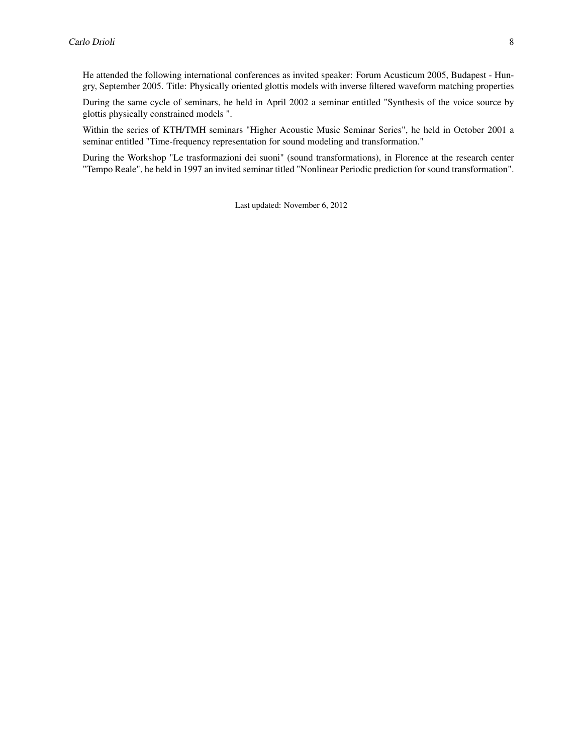He attended the following international conferences as invited speaker: Forum Acusticum 2005, Budapest - Hungry, September 2005. Title: Physically oriented glottis models with inverse filtered waveform matching properties

During the same cycle of seminars, he held in April 2002 a seminar entitled "Synthesis of the voice source by glottis physically constrained models ".

Within the series of KTH/TMH seminars "Higher Acoustic Music Seminar Series", he held in October 2001 a seminar entitled "Time-frequency representation for sound modeling and transformation."

During the Workshop "Le trasformazioni dei suoni" (sound transformations), in Florence at the research center "Tempo Reale", he held in 1997 an invited seminar titled "Nonlinear Periodic prediction for sound transformation".

Last updated: November 6, 2012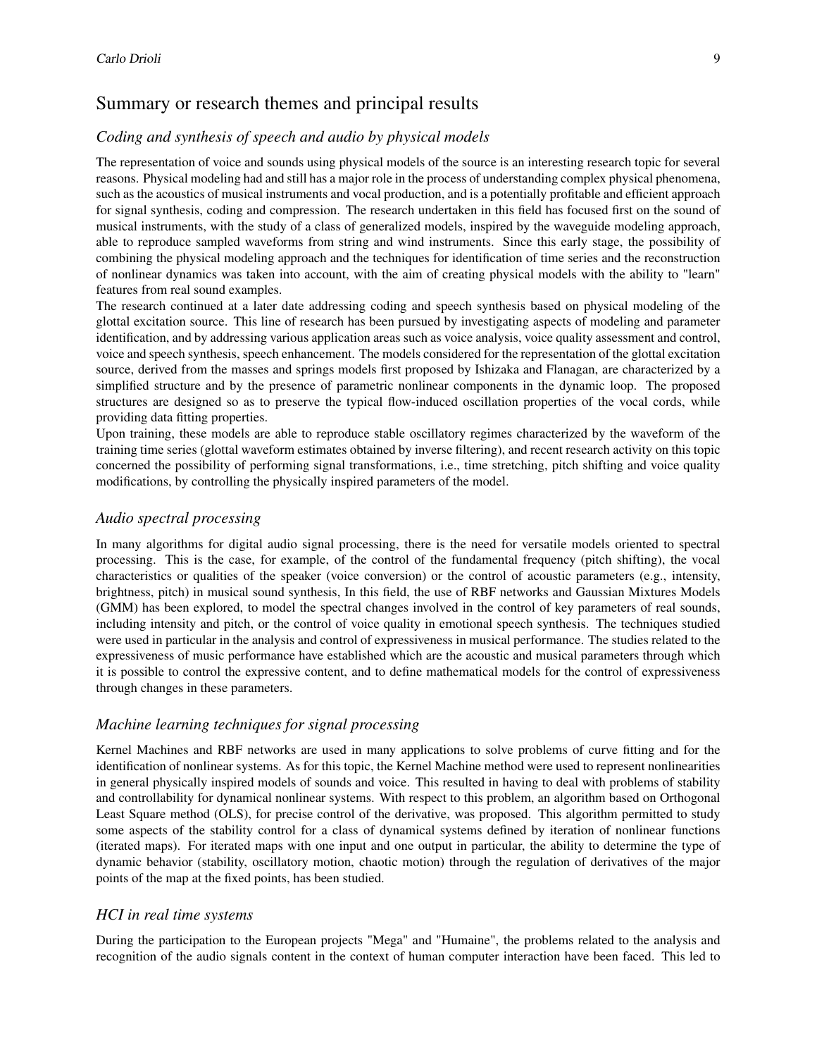## Summary or research themes and principal results

### *Coding and synthesis of speech and audio by physical models*

The representation of voice and sounds using physical models of the source is an interesting research topic for several reasons. Physical modeling had and still has a major role in the process of understanding complex physical phenomena, such as the acoustics of musical instruments and vocal production, and is a potentially profitable and efficient approach for signal synthesis, coding and compression. The research undertaken in this field has focused first on the sound of musical instruments, with the study of a class of generalized models, inspired by the waveguide modeling approach, able to reproduce sampled waveforms from string and wind instruments. Since this early stage, the possibility of combining the physical modeling approach and the techniques for identification of time series and the reconstruction of nonlinear dynamics was taken into account, with the aim of creating physical models with the ability to "learn" features from real sound examples.

The research continued at a later date addressing coding and speech synthesis based on physical modeling of the glottal excitation source. This line of research has been pursued by investigating aspects of modeling and parameter identification, and by addressing various application areas such as voice analysis, voice quality assessment and control, voice and speech synthesis, speech enhancement. The models considered for the representation of the glottal excitation source, derived from the masses and springs models first proposed by Ishizaka and Flanagan, are characterized by a simplified structure and by the presence of parametric nonlinear components in the dynamic loop. The proposed structures are designed so as to preserve the typical flow-induced oscillation properties of the vocal cords, while providing data fitting properties.

Upon training, these models are able to reproduce stable oscillatory regimes characterized by the waveform of the training time series (glottal waveform estimates obtained by inverse filtering), and recent research activity on this topic concerned the possibility of performing signal transformations, i.e., time stretching, pitch shifting and voice quality modifications, by controlling the physically inspired parameters of the model.

### *Audio spectral processing*

In many algorithms for digital audio signal processing, there is the need for versatile models oriented to spectral processing. This is the case, for example, of the control of the fundamental frequency (pitch shifting), the vocal characteristics or qualities of the speaker (voice conversion) or the control of acoustic parameters (e.g., intensity, brightness, pitch) in musical sound synthesis, In this field, the use of RBF networks and Gaussian Mixtures Models (GMM) has been explored, to model the spectral changes involved in the control of key parameters of real sounds, including intensity and pitch, or the control of voice quality in emotional speech synthesis. The techniques studied were used in particular in the analysis and control of expressiveness in musical performance. The studies related to the expressiveness of music performance have established which are the acoustic and musical parameters through which it is possible to control the expressive content, and to define mathematical models for the control of expressiveness through changes in these parameters.

### *Machine learning techniques for signal processing*

Kernel Machines and RBF networks are used in many applications to solve problems of curve fitting and for the identification of nonlinear systems. As for this topic, the Kernel Machine method were used to represent nonlinearities in general physically inspired models of sounds and voice. This resulted in having to deal with problems of stability and controllability for dynamical nonlinear systems. With respect to this problem, an algorithm based on Orthogonal Least Square method (OLS), for precise control of the derivative, was proposed. This algorithm permitted to study some aspects of the stability control for a class of dynamical systems defined by iteration of nonlinear functions (iterated maps). For iterated maps with one input and one output in particular, the ability to determine the type of dynamic behavior (stability, oscillatory motion, chaotic motion) through the regulation of derivatives of the major points of the map at the fixed points, has been studied.

### *HCI in real time systems*

During the participation to the European projects "Mega" and "Humaine", the problems related to the analysis and recognition of the audio signals content in the context of human computer interaction have been faced. This led to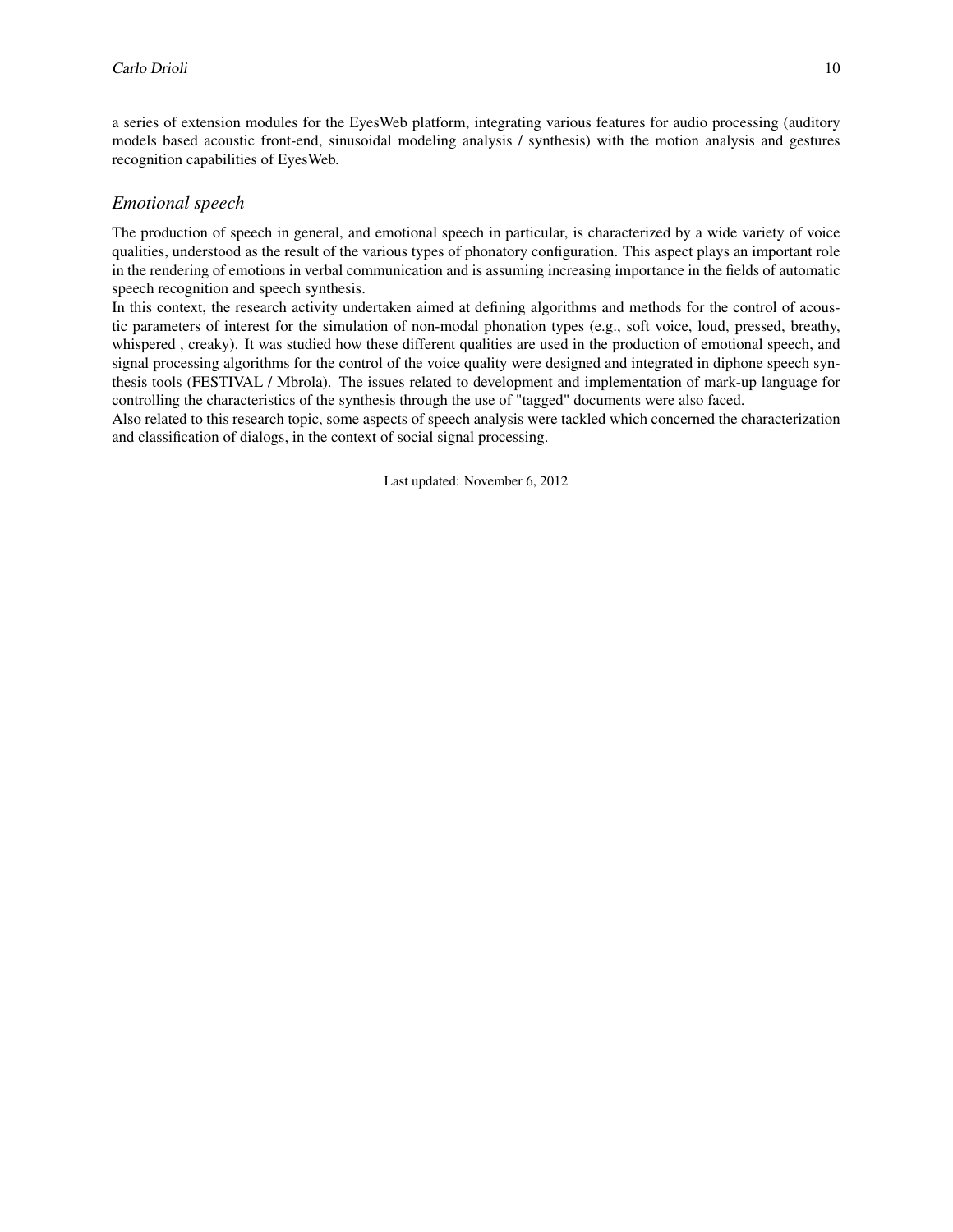a series of extension modules for the EyesWeb platform, integrating various features for audio processing (auditory models based acoustic front-end, sinusoidal modeling analysis / synthesis) with the motion analysis and gestures recognition capabilities of EyesWeb.

### *Emotional speech*

The production of speech in general, and emotional speech in particular, is characterized by a wide variety of voice qualities, understood as the result of the various types of phonatory configuration. This aspect plays an important role in the rendering of emotions in verbal communication and is assuming increasing importance in the fields of automatic speech recognition and speech synthesis.

In this context, the research activity undertaken aimed at defining algorithms and methods for the control of acoustic parameters of interest for the simulation of non-modal phonation types (e.g., soft voice, loud, pressed, breathy, whispered , creaky). It was studied how these different qualities are used in the production of emotional speech, and signal processing algorithms for the control of the voice quality were designed and integrated in diphone speech synthesis tools (FESTIVAL / Mbrola). The issues related to development and implementation of mark-up language for controlling the characteristics of the synthesis through the use of "tagged" documents were also faced.

Also related to this research topic, some aspects of speech analysis were tackled which concerned the characterization and classification of dialogs, in the context of social signal processing.

Last updated: November 6, 2012